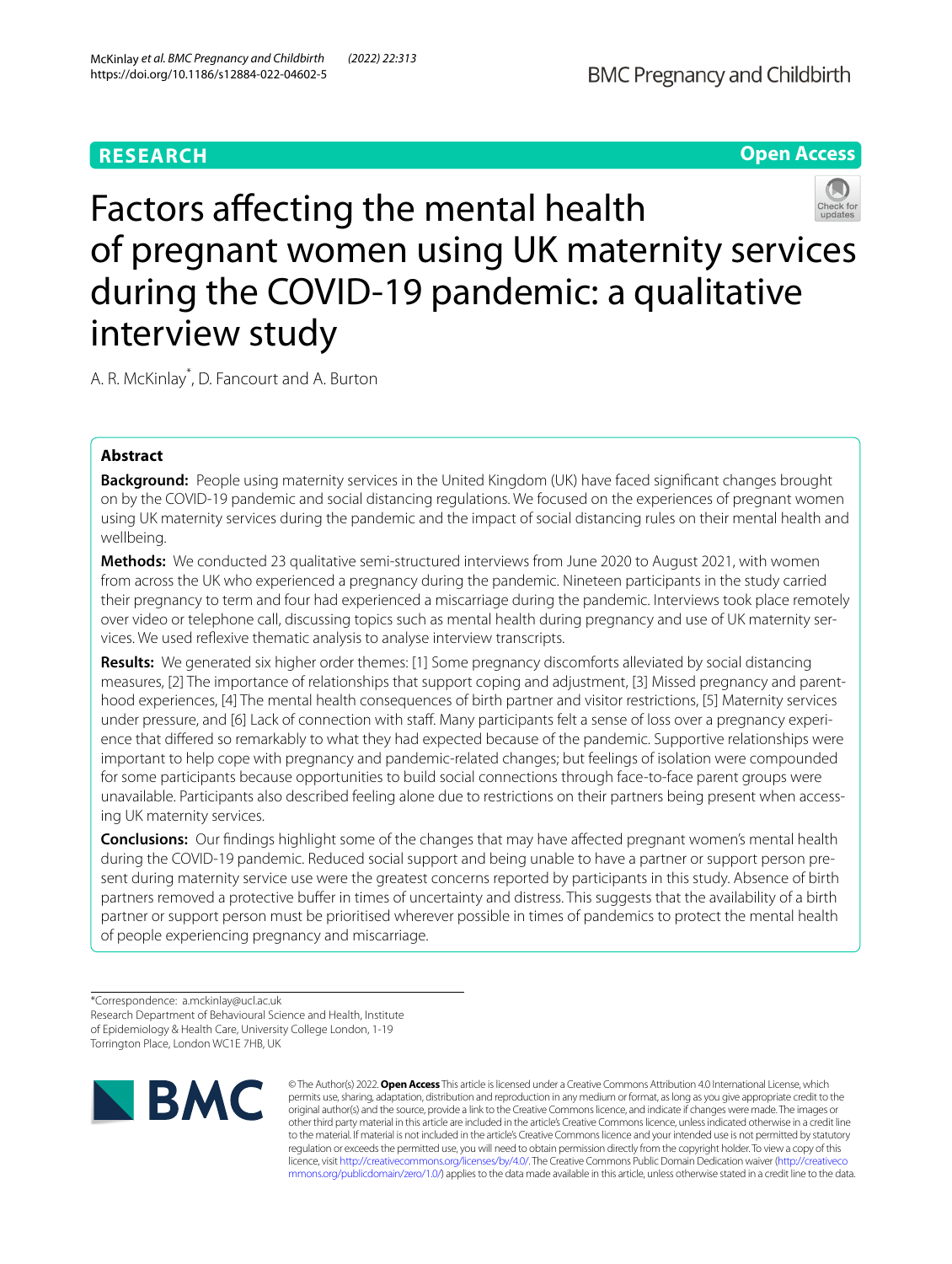RESEARCH

Open Access

# Factors affecting the mental health of pregnant women using UK maternity services during the COVID-19 pandemic: a qualitative interview study

A. R. McKinlay*, D. Fancourt and A. Burton

## Abstract

**Background:** People using maternity services in the United Kingdom (UK) have faced significant changes brought on by the COVID-19 pandemic and social distancing regulations. We focused on the experiences of pregnant women using UK maternity services during the pandemic and the impact of social distancing rules on their mental health and wellbeing.

**Methods:** We conducted 23 qualitative semi-structured interviews from June 2020 to August 2021, with women from across the UK who experienced a pregnancy during the pandemic. Nineteen participants in the study carried their pregnancy to term and four had experienced a miscarriage during the pandemic. Interviews took place remotely over video or telephone call, discussing topics such as mental health during pregnancy and use of UK maternity services. We used reflexive thematic analysis to analyse interview transcripts.

**Results:** We generated six higher order themes: [1] Some pregnancy discomforts alleviated by social distancing measures, [2] The importance of relationships that support coping and adjustment, [3] Missed pregnancy and parenthood experiences, [4] The mental health consequences of birth partner and visitor restrictions, [5] Maternity services under pressure, and [6] Lack of connection with staff. Many participants felt a sense of loss over a pregnancy experience that differed so remarkably to what they had expected because of the pandemic. Supportive relationships were important to help cope with pregnancy and pandemic-related changes; but feelings of isolation were compounded for some participants because opportunities to build social connections through face-to-face parent groups were unavailable. Participants also described feeling alone due to restrictions on their partners being present when accessing UK maternity services.

**Conclusions:** Our findings highlight some of the changes that may have affected pregnant women's mental health during the COVID-19 pandemic. Reduced social support and being unable to have a partner or support person present during maternity service use were the greatest concerns reported by participants in this study. Absence of birth partners removed a protective buffer in times of uncertainty and distress. This suggests that the availability of a birth partner or support person must be prioritised wherever possible in times of pandemics to protect the mental health of people experiencing pregnancy and miscarriage.

*Correspondence: a.mckinlay@ucl.ac.uk
Research Department of Behavioural Science and Health, Institute of Epidemiology & Health Care, University College London, 1-19 Torrington Place, London WC1E 7HB, UK

© The Author(s) 2022. **Open Access** This article is licensed under a Creative Commons Attribution 4.0 International License, which permits use, sharing, adaptation, distribution and reproduction in any medium or format, as long as you give appropriate credit to the original author(s) and the source, provide a link to the Creative Commons licence, and indicate if changes were made. The images or other third party material in this article are included in the article's Creative Commons licence, unless indicated otherwise in a credit line to the material. If material is not included in the article's Creative Commons licence and your intended use is not permitted by statutory regulation or exceeds the permitted use, you will need to obtain permission directly from the copyright holder. To view a copy of this licence, visit http://creativecommons.org/licenses/by/4.0/. The Creative Commons Public Domain Dedication waiver (http://creativecommons.org/publicdomain/zero/1.0/) applies to the data made available in this article, unless otherwise stated in a credit line to the data.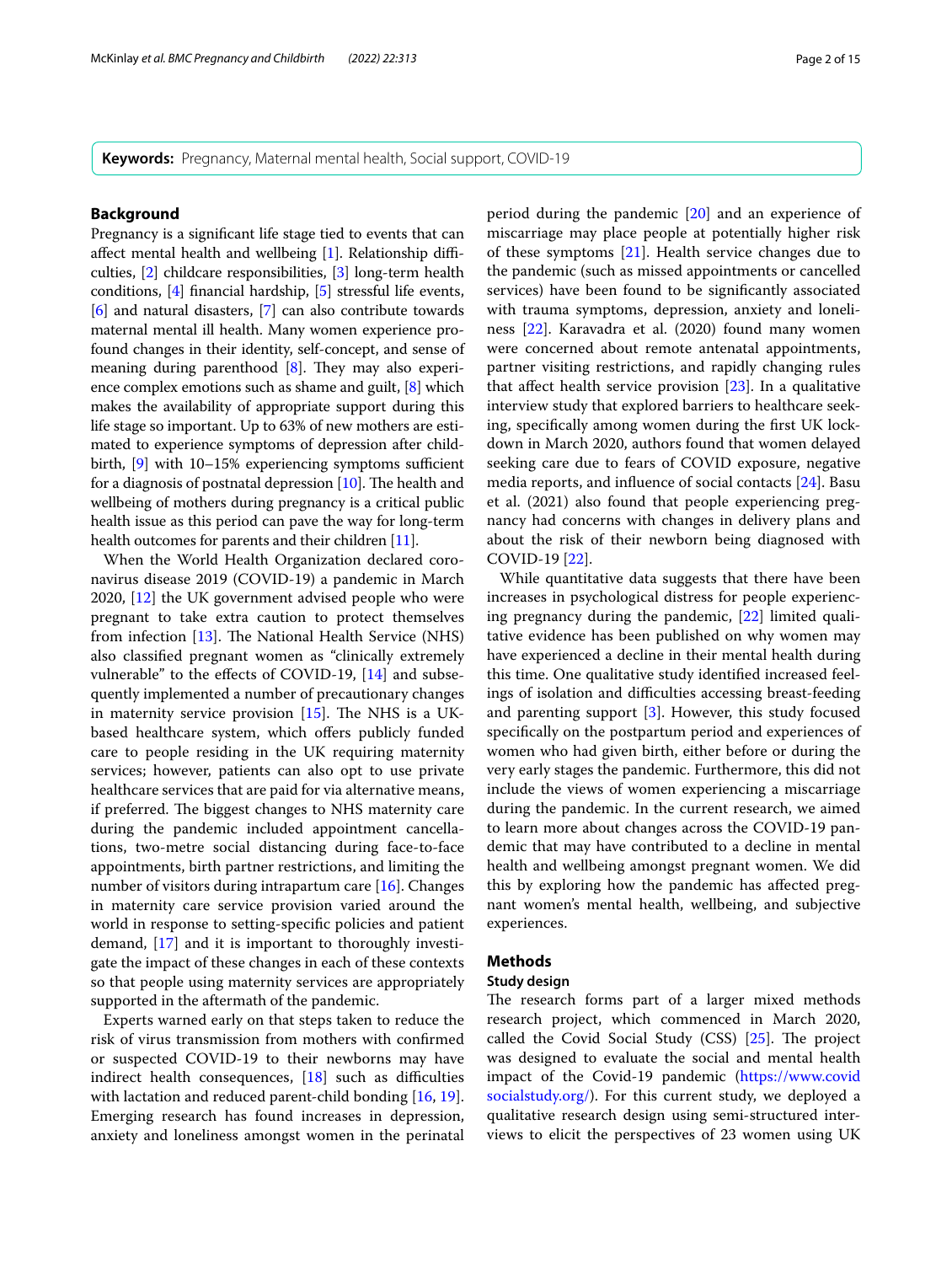**Keywords:** Pregnancy, Maternal mental health, Social support, COVID-19

## Background

Pregnancy is a significant life stage tied to events that can affect mental health and wellbeing [1]. Relationship difficulties, [2] childcare responsibilities, [3] long-term health conditions, [4] financial hardship, [5] stressful life events, [6] and natural disasters, [7] can also contribute towards maternal mental ill health. Many women experience profound changes in their identity, self-concept, and sense of meaning during parenthood [8]. They may also experience complex emotions such as shame and guilt, [8] which makes the availability of appropriate support during this life stage so important. Up to 63% of new mothers are estimated to experience symptoms of depression after childbirth, [9] with 10–15% experiencing symptoms sufficient for a diagnosis of postnatal depression [10]. The health and wellbeing of mothers during pregnancy is a critical public health issue as this period can pave the way for long-term health outcomes for parents and their children [11].

When the World Health Organization declared coronavirus disease 2019 (COVID-19) a pandemic in March 2020, [12] the UK government advised people who were pregnant to take extra caution to protect themselves from infection [13]. The National Health Service (NHS) also classified pregnant women as "clinically extremely vulnerable" to the effects of COVID-19, [14] and subsequently implemented a number of precautionary changes in maternity service provision [15]. The NHS is a UK-based healthcare system, which offers publicly funded care to people residing in the UK requiring maternity services; however, patients can also opt to use private healthcare services that are paid for via alternative means, if preferred. The biggest changes to NHS maternity care during the pandemic included appointment cancellations, two-metre social distancing during face-to-face appointments, birth partner restrictions, and limiting the number of visitors during intrapartum care [16]. Changes in maternity care service provision varied around the world in response to setting-specific policies and patient demand, [17] and it is important to thoroughly investigate the impact of these changes in each of these contexts so that people using maternity services are appropriately supported in the aftermath of the pandemic.

Experts warned early on that steps taken to reduce the risk of virus transmission from mothers with confirmed or suspected COVID-19 to their newborns may have indirect health consequences, [18] such as difficulties with lactation and reduced parent-child bonding [16, 19]. Emerging research has found increases in depression, anxiety and loneliness amongst women in the perinatal period during the pandemic [20] and an experience of miscarriage may place people at potentially higher risk of these symptoms [21]. Health service changes due to the pandemic (such as missed appointments or cancelled services) have been found to be significantly associated with trauma symptoms, depression, anxiety and loneliness [22]. Karavadra et al. (2020) found many women were concerned about remote antenatal appointments, partner visiting restrictions, and rapidly changing rules that affect health service provision [23]. In a qualitative interview study that explored barriers to healthcare seeking, specifically among women during the first UK lockdown in March 2020, authors found that women delayed seeking care due to fears of COVID exposure, negative media reports, and influence of social contacts [24]. Basu et al. (2021) also found that people experiencing pregnancy had concerns with changes in delivery plans and about the risk of their newborn being diagnosed with COVID-19 [22].

While quantitative data suggests that there have been increases in psychological distress for people experiencing pregnancy during the pandemic, [22] limited qualitative evidence has been published on why women may have experienced a decline in their mental health during this time. One qualitative study identified increased feelings of isolation and difficulties accessing breast-feeding and parenting support [3]. However, this study focused specifically on the postpartum period and experiences of women who had given birth, either before or during the very early stages the pandemic. Furthermore, this did not include the views of women experiencing a miscarriage during the pandemic. In the current research, we aimed to learn more about changes across the COVID-19 pandemic that may have contributed to a decline in mental health and wellbeing amongst pregnant women. We did this by exploring how the pandemic has affected pregnant women's mental health, wellbeing, and subjective experiences.

## Methods

### Study design

The research forms part of a larger mixed methods research project, which commenced in March 2020, called the Covid Social Study (CSS) [25]. The project was designed to evaluate the social and mental health impact of the Covid-19 pandemic (https://www.covidsocialstudy.org/). For this current study, we deployed a qualitative research design using semi-structured interviews to elicit the perspectives of 23 women using UK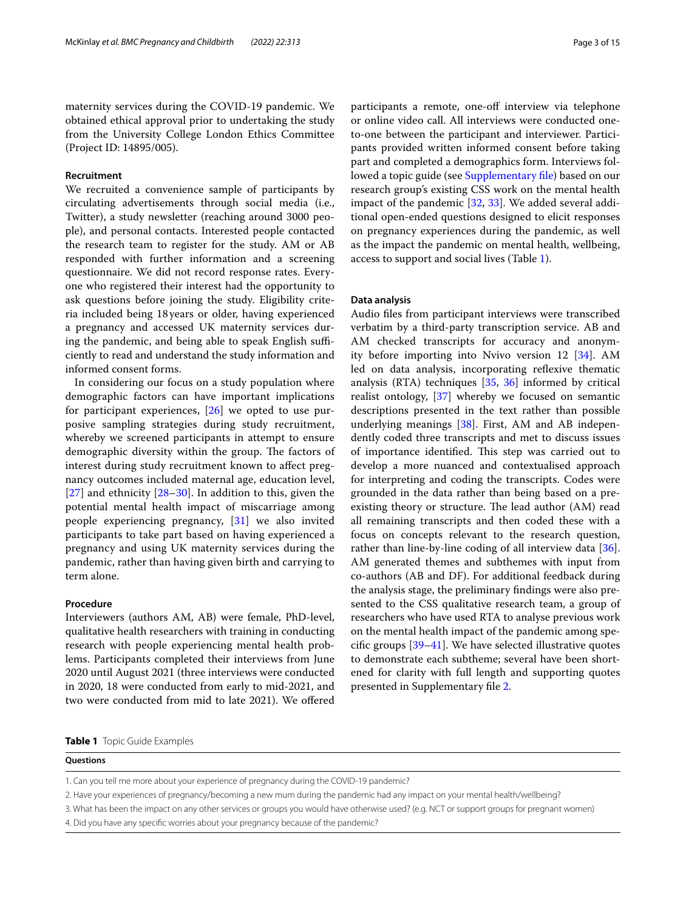maternity services during the COVID-19 pandemic. We obtained ethical approval prior to undertaking the study from the University College London Ethics Committee (Project ID: 14895/005).

### Recruitment

We recruited a convenience sample of participants by circulating advertisements through social media (i.e., Twitter), a study newsletter (reaching around 3000 people), and personal contacts. Interested people contacted the research team to register for the study. AM or AB responded with further information and a screening questionnaire. We did not record response rates. Everyone who registered their interest had the opportunity to ask questions before joining the study. Eligibility criteria included being 18 years or older, having experienced a pregnancy and accessed UK maternity services during the pandemic, and being able to speak English sufficiently to read and understand the study information and informed consent forms.

In considering our focus on a study population where demographic factors can have important implications for participant experiences, [26] we opted to use purposive sampling strategies during study recruitment, whereby we screened participants in attempt to ensure demographic diversity within the group. The factors of interest during study recruitment known to affect pregnancy outcomes included maternal age, education level, [27] and ethnicity [28–30]. In addition to this, given the potential mental health impact of miscarriage among people experiencing pregnancy, [31] we also invited participants to take part based on having experienced a pregnancy and using UK maternity services during the pandemic, rather than having given birth and carrying to term alone.

### Procedure

Interviewers (authors AM, AB) were female, PhD-level, qualitative health researchers with training in conducting research with people experiencing mental health problems. Participants completed their interviews from June 2020 until August 2021 (three interviews were conducted in 2020, 18 were conducted from early to mid-2021, and two were conducted from mid to late 2021). We offered participants a remote, one-off interview via telephone or online video call. All interviews were conducted one-to-one between the participant and interviewer. Participants provided written informed consent before taking part and completed a demographics form. Interviews followed a topic guide (see Supplementary file) based on our research group's existing CSS work on the mental health impact of the pandemic [32, 33]. We added several additional open-ended questions designed to elicit responses on pregnancy experiences during the pandemic, as well as the impact the pandemic on mental health, wellbeing, access to support and social lives (Table 1).

### Data analysis

Audio files from participant interviews were transcribed verbatim by a third-party transcription service. AB and AM checked transcripts for accuracy and anonymity before importing into Nvivo version 12 [34]. AM led on data analysis, incorporating reflexive thematic analysis (RTA) techniques [35, 36] informed by critical realist ontology, [37] whereby we focused on semantic descriptions presented in the text rather than possible underlying meanings [38]. First, AM and AB independently coded three transcripts and met to discuss issues of importance identified. This step was carried out to develop a more nuanced and contextualised approach for interpreting and coding the transcripts. Codes were grounded in the data rather than being based on a pre-existing theory or structure. The lead author (AM) read all remaining transcripts and then coded these with a focus on concepts relevant to the research question, rather than line-by-line coding of all interview data [36]. AM generated themes and subthemes with input from co-authors (AB and DF). For additional feedback during the analysis stage, the preliminary findings were also presented to the CSS qualitative research team, a group of researchers who have used RTA to analyse previous work on the mental health impact of the pandemic among specific groups [39–41]. We have selected illustrative quotes to demonstrate each subtheme; several have been shortened for clarity with full length and supporting quotes presented in Supplementary file 2.

**Table 1** Topic Guide Examples

| Questions |
|---|
| 1. Can you tell me more about your experience of pregnancy during the COVID-19 pandemic? |
| 2. Have your experiences of pregnancy/becoming a new mum during the pandemic had any impact on your mental health/wellbeing? |
| 3. What has been the impact on any other services or groups you would have otherwise used? (e.g. NCT or support groups for pregnant women) |
| 4. Did you have any specific worries about your pregnancy because of the pandemic? |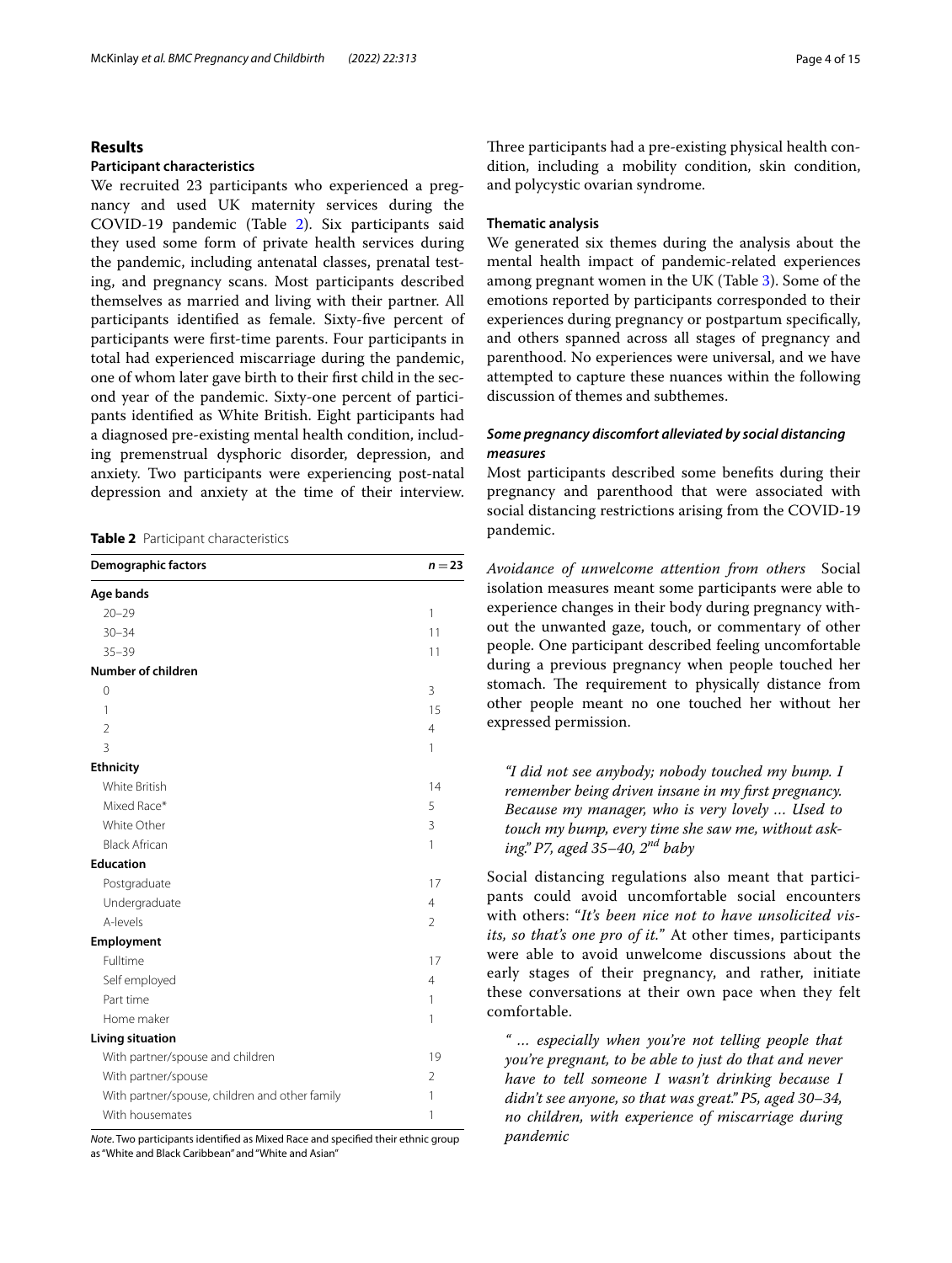## Results

### Participant characteristics

We recruited 23 participants who experienced a pregnancy and used UK maternity services during the COVID-19 pandemic (Table 2). Six participants said they used some form of private health services during the pandemic, including antenatal classes, prenatal testing, and pregnancy scans. Most participants described themselves as married and living with their partner. All participants identified as female. Sixty-five percent of participants were first-time parents. Four participants in total had experienced miscarriage during the pandemic, one of whom later gave birth to their first child in the second year of the pandemic. Sixty-one percent of participants identified as White British. Eight participants had a diagnosed pre-existing mental health condition, including premenstrual dysphoric disorder, depression, and anxiety. Two participants were experiencing post-natal depression and anxiety at the time of their interview.

**Table 2** Participant characteristics

| Demographic factors | $n = 23$ |
|---|---|
| **Age bands** | |
| 20–29 | 1 |
| 30–34 | 11 |
| 35–39 | 11 |
| **Number of children** | |
| 0 | 3 |
| 1 | 15 |
| 2 | 4 |
| 3 | 1 |
| **Ethnicity** | |
| White British | 14 |
| Mixed Race* | 5 |
| White Other | 3 |
| Black African | 1 |
| **Education** | |
| Postgraduate | 17 |
| Undergraduate | 4 |
| A-levels | 2 |
| **Employment** | |
| Fulltime | 17 |
| Self employed | 4 |
| Part time | 1 |
| Home maker | 1 |
| **Living situation** | |
| With partner/spouse and children | 19 |
| With partner/spouse | 2 |
| With partner/spouse, children and other family | 1 |
| With housemates | 1 |

*Note*. Two participants identified as Mixed Race and specified their ethnic group as "White and Black Caribbean" and "White and Asian"

Three participants had a pre-existing physical health condition, including a mobility condition, skin condition, and polycystic ovarian syndrome.

### Thematic analysis

We generated six themes during the analysis about the mental health impact of pandemic-related experiences among pregnant women in the UK (Table 3). Some of the emotions reported by participants corresponded to their experiences during pregnancy or postpartum specifically, and others spanned across all stages of pregnancy and parenthood. No experiences were universal, and we have attempted to capture these nuances within the following discussion of themes and subthemes.

#### *Some pregnancy discomfort alleviated by social distancing measures*

Most participants described some benefits during their pregnancy and parenthood that were associated with social distancing restrictions arising from the COVID-19 pandemic.

*Avoidance of unwelcome attention from others* Social isolation measures meant some participants were able to experience changes in their body during pregnancy without the unwanted gaze, touch, or commentary of other people. One participant described feeling uncomfortable during a previous pregnancy when people touched her stomach. The requirement to physically distance from other people meant no one touched her without her expressed permission.

> *"I did not see anybody; nobody touched my bump. I remember being driven insane in my first pregnancy. Because my manager, who is very lovely … Used to touch my bump, every time she saw me, without asking." P7, aged 35–40, 2nd baby*

Social distancing regulations also meant that participants could avoid uncomfortable social encounters with others: "*It's been nice not to have unsolicited visits, so that's one pro of it.*" At other times, participants were able to avoid unwelcome discussions about the early stages of their pregnancy, and rather, initiate these conversations at their own pace when they felt comfortable.

> *" … especially when you're not telling people that you're pregnant, to be able to just do that and never have to tell someone I wasn't drinking because I didn't see anyone, so that was great." P5, aged 30–34, no children, with experience of miscarriage during pandemic*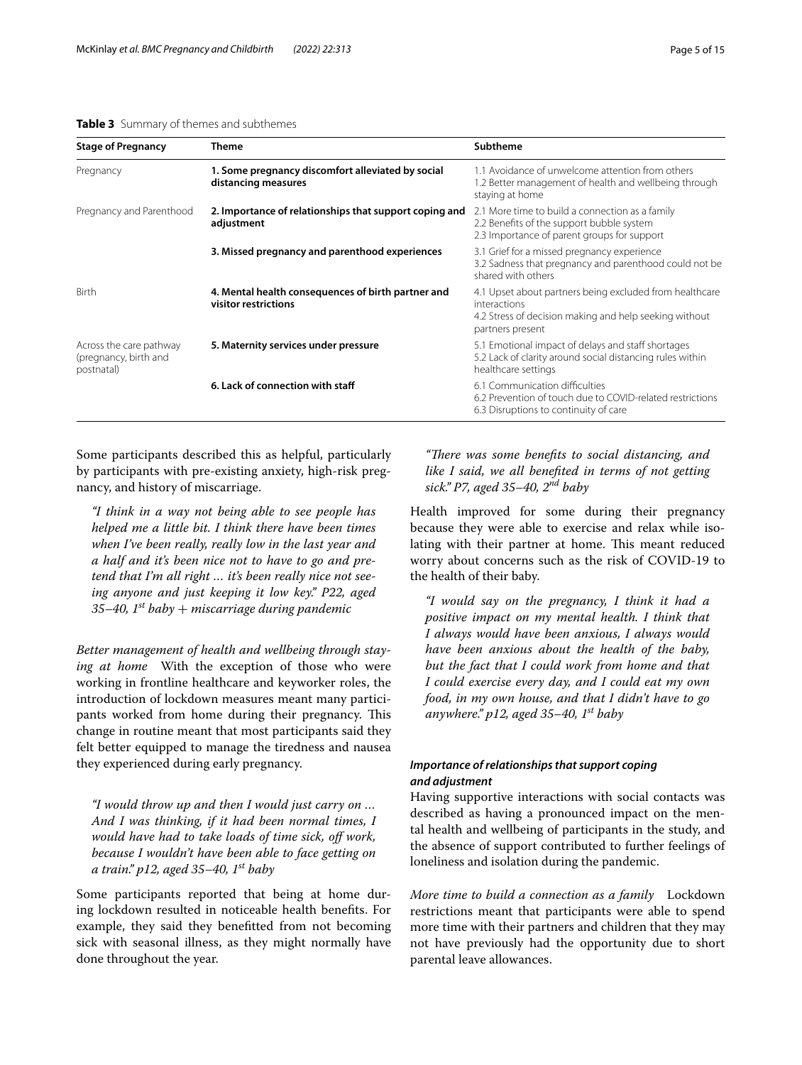**Table 3** Summary of themes and subthemes

| Stage of Pregnancy | Theme | Subtheme |
|---|---|---|
| Pregnancy | **1. Some pregnancy discomfort alleviated by social distancing measures** | 1.1 Avoidance of unwelcome attention from others<br>1.2 Better management of health and wellbeing through staying at home |
| Pregnancy and Parenthood | **2. Importance of relationships that support coping and adjustment** | 2.1 More time to build a connection as a family<br>2.2 Benefits of the support bubble system<br>2.3 Importance of parent groups for support |
| | **3. Missed pregnancy and parenthood experiences** | 3.1 Grief for a missed pregnancy experience<br>3.2 Sadness that pregnancy and parenthood could not be shared with others |
| Birth | **4. Mental health consequences of birth partner and visitor restrictions** | 4.1 Upset about partners being excluded from healthcare interactions<br>4.2 Stress of decision making and help seeking without partners present |
| Across the care pathway (pregnancy, birth and postnatal) | **5. Maternity services under pressure** | 5.1 Emotional impact of delays and staff shortages<br>5.2 Lack of clarity around social distancing rules within healthcare settings |
| | **6. Lack of connection with staff** | 6.1 Communication difficulties<br>6.2 Prevention of touch due to COVID-related restrictions<br>6.3 Disruptions to continuity of care |

Some participants described this as helpful, particularly by participants with pre-existing anxiety, high-risk pregnancy, and history of miscarriage.

> *"I think in a way not being able to see people has helped me a little bit. I think there have been times when I've been really, really low in the last year and a half and it's been nice not to have to go and pretend that I'm all right … it's been really nice not seeing anyone and just keeping it low key." P22, aged 35–40, 1st baby + miscarriage during pandemic*

*Better management of health and wellbeing through staying at home* With the exception of those who were working in frontline healthcare and keyworker roles, the introduction of lockdown measures meant many participants worked from home during their pregnancy. This change in routine meant that most participants said they felt better equipped to manage the tiredness and nausea they experienced during early pregnancy.

> *"I would throw up and then I would just carry on … And I was thinking, if it had been normal times, I would have had to take loads of time sick, off work, because I wouldn't have been able to face getting on a train." p12, aged 35–40, 1st baby*

Some participants reported that being at home during lockdown resulted in noticeable health benefits. For example, they said they benefitted from not becoming sick with seasonal illness, as they might normally have done throughout the year.

> *"There was some benefits to social distancing, and like I said, we all benefited in terms of not getting sick." P7, aged 35–40, 2nd baby*

Health improved for some during their pregnancy because they were able to exercise and relax while isolating with their partner at home. This meant reduced worry about concerns such as the risk of COVID-19 to the health of their baby.

> *"I would say on the pregnancy, I think it had a positive impact on my mental health. I think that I always would have been anxious, I always would have been anxious about the health of the baby, but the fact that I could work from home and that I could exercise every day, and I could eat my own food, in my own house, and that I didn't have to go anywhere." p12, aged 35–40, 1st baby*

#### *Importance of relationships that support coping and adjustment*

Having supportive interactions with social contacts was described as having a pronounced impact on the mental health and wellbeing of participants in the study, and the absence of support contributed to further feelings of loneliness and isolation during the pandemic.

*More time to build a connection as a family* Lockdown restrictions meant that participants were able to spend more time with their partners and children that they may not have previously had the opportunity due to short parental leave allowances.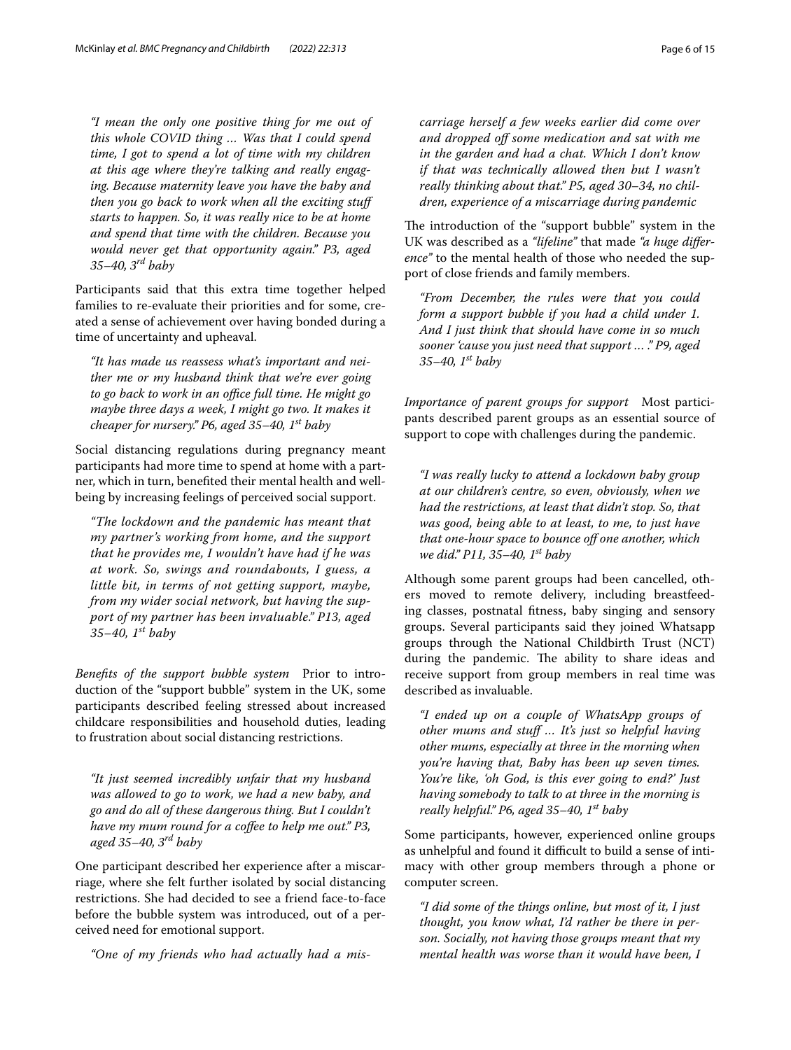*"I mean the only one positive thing for me out of this whole COVID thing … Was that I could spend time, I got to spend a lot of time with my children at this age where they're talking and really engaging. Because maternity leave you have the baby and then you go back to work when all the exciting stuff starts to happen. So, it was really nice to be at home and spend that time with the children. Because you would never get that opportunity again." P3, aged 35–40, 3rd baby*

Participants said that this extra time together helped families to re-evaluate their priorities and for some, created a sense of achievement over having bonded during a time of uncertainty and upheaval.

*"It has made us reassess what's important and neither me or my husband think that we're ever going to go back to work in an office full time. He might go maybe three days a week, I might go two. It makes it cheaper for nursery." P6, aged 35–40, 1st baby*

Social distancing regulations during pregnancy meant participants had more time to spend at home with a partner, which in turn, benefited their mental health and wellbeing by increasing feelings of perceived social support.

*"The lockdown and the pandemic has meant that my partner's working from home, and the support that he provides me, I wouldn't have had if he was at work. So, swings and roundabouts, I guess, a little bit, in terms of not getting support, maybe, from my wider social network, but having the support of my partner has been invaluable." P13, aged 35–40, 1st baby*

*Benefits of the support bubble system* Prior to introduction of the "support bubble" system in the UK, some participants described feeling stressed about increased childcare responsibilities and household duties, leading to frustration about social distancing restrictions.

*"It just seemed incredibly unfair that my husband was allowed to go to work, we had a new baby, and go and do all of these dangerous thing. But I couldn't have my mum round for a coffee to help me out." P3, aged 35–40, 3rd baby*

One participant described her experience after a miscarriage, where she felt further isolated by social distancing restrictions. She had decided to see a friend face-to-face before the bubble system was introduced, out of a perceived need for emotional support.

*"One of my friends who had actually had a miscarriage herself a few weeks earlier did come over and dropped off some medication and sat with me in the garden and had a chat. Which I don't know if that was technically allowed then but I wasn't really thinking about that." P5, aged 30–34, no children, experience of a miscarriage during pandemic*

The introduction of the "support bubble" system in the UK was described as a *"lifeline"* that made *"a huge difference"* to the mental health of those who needed the support of close friends and family members.

*"From December, the rules were that you could form a support bubble if you had a child under 1. And I just think that should have come in so much sooner 'cause you just need that support … ." P9, aged 35–40, 1st baby*

*Importance of parent groups for support* Most participants described parent groups as an essential source of support to cope with challenges during the pandemic.

*"I was really lucky to attend a lockdown baby group at our children's centre, so even, obviously, when we had the restrictions, at least that didn't stop. So, that was good, being able to at least, to me, to just have that one-hour space to bounce off one another, which we did." P11, 35–40, 1st baby*

Although some parent groups had been cancelled, others moved to remote delivery, including breastfeeding classes, postnatal fitness, baby singing and sensory groups. Several participants said they joined Whatsapp groups through the National Childbirth Trust (NCT) during the pandemic. The ability to share ideas and receive support from group members in real time was described as invaluable.

*"I ended up on a couple of WhatsApp groups of other mums and stuff … It's just so helpful having other mums, especially at three in the morning when you're having that, Baby has been up seven times. You're like, 'oh God, is this ever going to end?' Just having somebody to talk to at three in the morning is really helpful." P6, aged 35–40, 1st baby*

Some participants, however, experienced online groups as unhelpful and found it difficult to build a sense of intimacy with other group members through a phone or computer screen.

*"I did some of the things online, but most of it, I just thought, you know what, I'd rather be there in person. Socially, not having those groups meant that my mental health was worse than it would have been, I*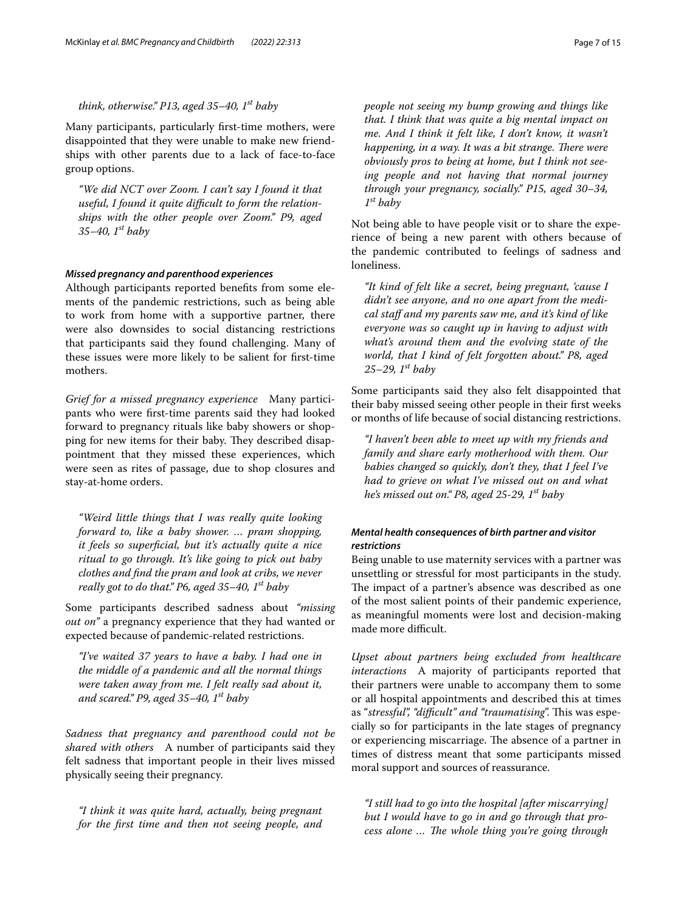*think, otherwise." P13, aged 35–40, 1st baby*

Many participants, particularly first-time mothers, were disappointed that they were unable to make new friendships with other parents due to a lack of face-to-face group options.

> *"We did NCT over Zoom. I can't say I found it that useful, I found it quite difficult to form the relationships with the other people over Zoom." P9, aged 35–40, 1st baby*

#### *Missed pregnancy and parenthood experiences*

Although participants reported benefits from some elements of the pandemic restrictions, such as being able to work from home with a supportive partner, there were also downsides to social distancing restrictions that participants said they found challenging. Many of these issues were more likely to be salient for first-time mothers.

*Grief for a missed pregnancy experience* Many participants who were first-time parents said they had looked forward to pregnancy rituals like baby showers or shopping for new items for their baby. They described disappointment that they missed these experiences, which were seen as rites of passage, due to shop closures and stay-at-home orders.

> *"Weird little things that I was really quite looking forward to, like a baby shower. … pram shopping, it feels so superficial, but it's actually quite a nice ritual to go through. It's like going to pick out baby clothes and find the pram and look at cribs, we never really got to do that." P6, aged 35–40, 1st baby*

Some participants described sadness about *"missing out on"* a pregnancy experience that they had wanted or expected because of pandemic-related restrictions.

> *"I've waited 37 years to have a baby. I had one in the middle of a pandemic and all the normal things were taken away from me. I felt really sad about it, and scared." P9, aged 35–40, 1st baby*

*Sadness that pregnancy and parenthood could not be shared with others* A number of participants said they felt sadness that important people in their lives missed physically seeing their pregnancy.

> *"I think it was quite hard, actually, being pregnant for the first time and then not seeing people, and people not seeing my bump growing and things like that. I think that was quite a big mental impact on me. And I think it felt like, I don't know, it wasn't happening, in a way. It was a bit strange. There were obviously pros to being at home, but I think not seeing people and not having that normal journey through your pregnancy, socially." P15, aged 30–34, 1st baby*

Not being able to have people visit or to share the experience of being a new parent with others because of the pandemic contributed to feelings of sadness and loneliness.

> *"It kind of felt like a secret, being pregnant, 'cause I didn't see anyone, and no one apart from the medical staff and my parents saw me, and it's kind of like everyone was so caught up in having to adjust with what's around them and the evolving state of the world, that I kind of felt forgotten about." P8, aged 25–29, 1st baby*

Some participants said they also felt disappointed that their baby missed seeing other people in their first weeks or months of life because of social distancing restrictions.

> *"I haven't been able to meet up with my friends and family and share early motherhood with them. Our babies changed so quickly, don't they, that I feel I've had to grieve on what I've missed out on and what he's missed out on." P8, aged 25-29, 1st baby*

#### *Mental health consequences of birth partner and visitor restrictions*

Being unable to use maternity services with a partner was unsettling or stressful for most participants in the study. The impact of a partner's absence was described as one of the most salient points of their pandemic experience, as meaningful moments were lost and decision-making made more difficult.

*Upset about partners being excluded from healthcare interactions* A majority of participants reported that their partners were unable to accompany them to some or all hospital appointments and described this at times as "*stressful*", *"difficult"* and *"traumatising"*. This was especially so for participants in the late stages of pregnancy or experiencing miscarriage. The absence of a partner in times of distress meant that some participants missed moral support and sources of reassurance.

> *"I still had to go into the hospital [after miscarrying] but I would have to go in and go through that process alone … The whole thing you're going through*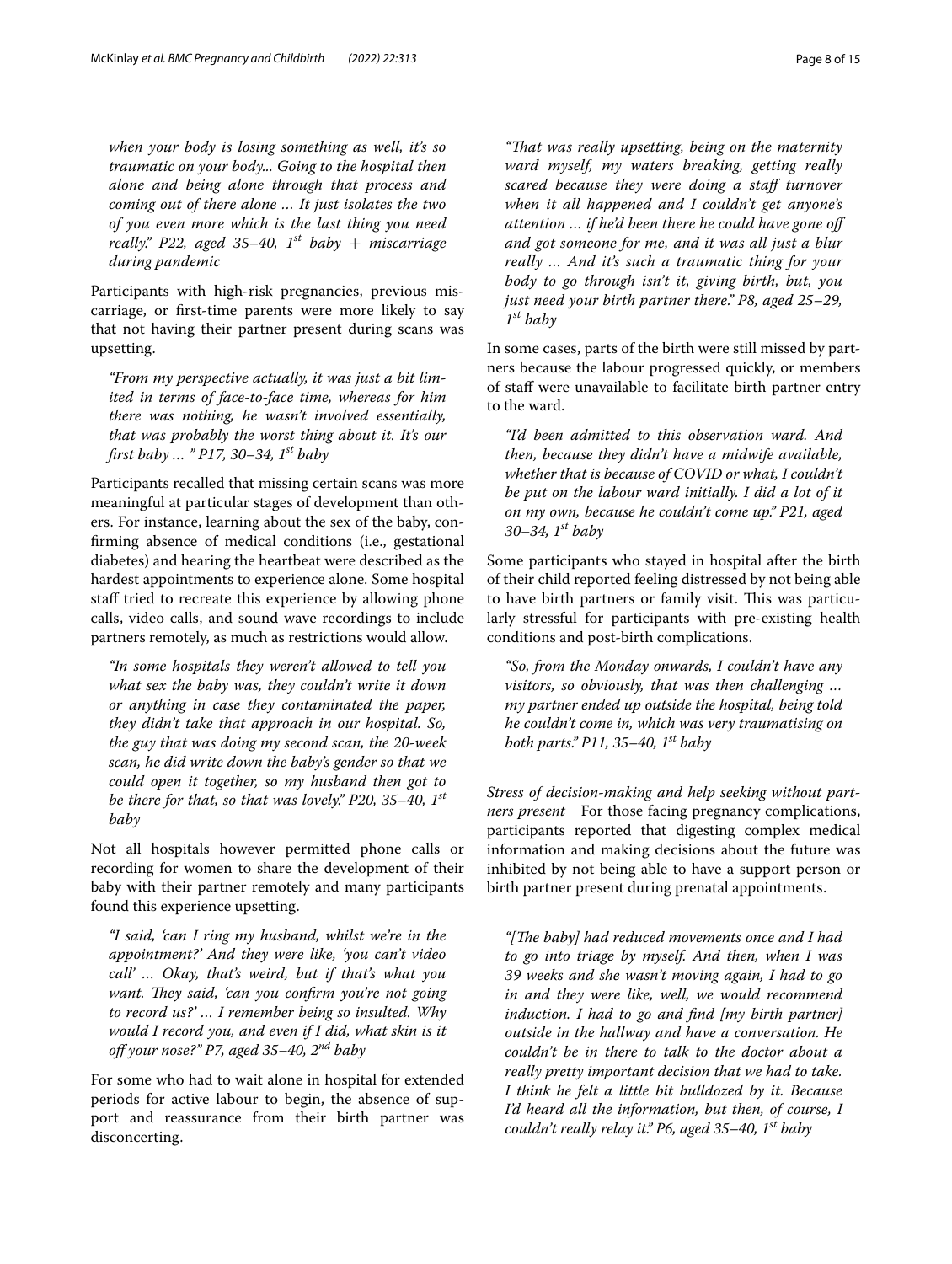*when your body is losing something as well, it's so traumatic on your body... Going to the hospital then alone and being alone through that process and coming out of there alone … It just isolates the two of you even more which is the last thing you need really." P22, aged 35–40, 1st baby + miscarriage during pandemic*

Participants with high-risk pregnancies, previous miscarriage, or first-time parents were more likely to say that not having their partner present during scans was upsetting.

*"From my perspective actually, it was just a bit limited in terms of face-to-face time, whereas for him there was nothing, he wasn't involved essentially, that was probably the worst thing about it. It's our first baby … " P17, 30–34, 1st baby*

Participants recalled that missing certain scans was more meaningful at particular stages of development than others. For instance, learning about the sex of the baby, confirming absence of medical conditions (i.e., gestational diabetes) and hearing the heartbeat were described as the hardest appointments to experience alone. Some hospital staff tried to recreate this experience by allowing phone calls, video calls, and sound wave recordings to include partners remotely, as much as restrictions would allow.

*"In some hospitals they weren't allowed to tell you what sex the baby was, they couldn't write it down or anything in case they contaminated the paper, they didn't take that approach in our hospital. So, the guy that was doing my second scan, the 20-week scan, he did write down the baby's gender so that we could open it together, so my husband then got to be there for that, so that was lovely." P20, 35–40, 1st baby*

Not all hospitals however permitted phone calls or recording for women to share the development of their baby with their partner remotely and many participants found this experience upsetting.

*"I said, 'can I ring my husband, whilst we're in the appointment?' And they were like, 'you can't video call' … Okay, that's weird, but if that's what you want. They said, 'can you confirm you're not going to record us?' … I remember being so insulted. Why would I record you, and even if I did, what skin is it off your nose?" P7, aged 35–40, 2nd baby*

For some who had to wait alone in hospital for extended periods for active labour to begin, the absence of support and reassurance from their birth partner was disconcerting.

*"That was really upsetting, being on the maternity ward myself, my waters breaking, getting really scared because they were doing a staff turnover when it all happened and I couldn't get anyone's attention … if he'd been there he could have gone off and got someone for me, and it was all just a blur really … And it's such a traumatic thing for your body to go through isn't it, giving birth, but, you just need your birth partner there." P8, aged 25–29, 1st baby*

In some cases, parts of the birth were still missed by partners because the labour progressed quickly, or members of staff were unavailable to facilitate birth partner entry to the ward.

*"I'd been admitted to this observation ward. And then, because they didn't have a midwife available, whether that is because of COVID or what, I couldn't be put on the labour ward initially. I did a lot of it on my own, because he couldn't come up." P21, aged 30–34, 1st baby*

Some participants who stayed in hospital after the birth of their child reported feeling distressed by not being able to have birth partners or family visit. This was particularly stressful for participants with pre-existing health conditions and post-birth complications.

*"So, from the Monday onwards, I couldn't have any visitors, so obviously, that was then challenging … my partner ended up outside the hospital, being told he couldn't come in, which was very traumatising on both parts." P11, 35–40, 1st baby*

*Stress of decision-making and help seeking without partners present* For those facing pregnancy complications, participants reported that digesting complex medical information and making decisions about the future was inhibited by not being able to have a support person or birth partner present during prenatal appointments.

*"[The baby] had reduced movements once and I had to go into triage by myself. And then, when I was 39 weeks and she wasn't moving again, I had to go in and they were like, well, we would recommend induction. I had to go and find [my birth partner] outside in the hallway and have a conversation. He couldn't be in there to talk to the doctor about a really pretty important decision that we had to take. I think he felt a little bit bulldozed by it. Because I'd heard all the information, but then, of course, I couldn't really relay it." P6, aged 35–40, 1st baby*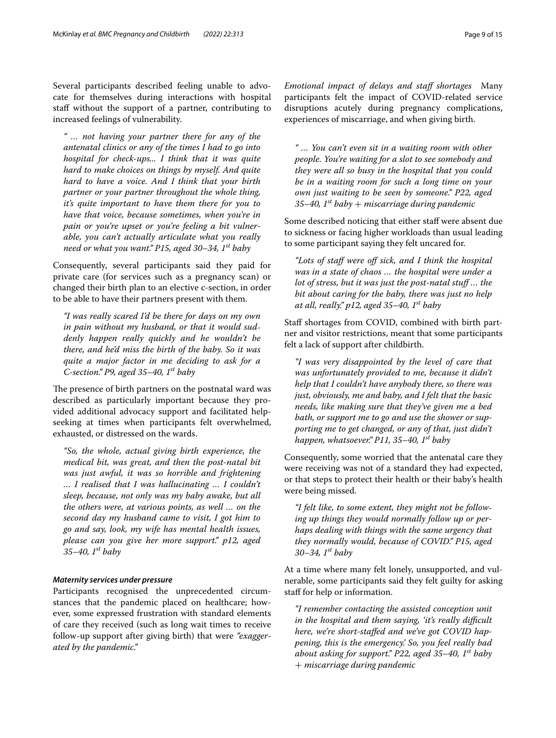Several participants described feeling unable to advocate for themselves during interactions with hospital staff without the support of a partner, contributing to increased feelings of vulnerability.

> *" … not having your partner there for any of the antenatal clinics or any of the times I had to go into hospital for check-ups... I think that it was quite hard to make choices on things by myself. And quite hard to have a voice. And I think that your birth partner or your partner throughout the whole thing, it's quite important to have them there for you to have that voice, because sometimes, when you're in pain or you're upset or you're feeling a bit vulnerable, you can't actually articulate what you really need or what you want." P15, aged 30–34, 1st baby*

Consequently, several participants said they paid for private care (for services such as a pregnancy scan) or changed their birth plan to an elective c-section, in order to be able to have their partners present with them.

> *"I was really scared I'd be there for days on my own in pain without my husband, or that it would suddenly happen really quickly and he wouldn't be there, and he'd miss the birth of the baby. So it was quite a major factor in me deciding to ask for a C-section." P9, aged 35–40, 1st baby*

The presence of birth partners on the postnatal ward was described as particularly important because they provided additional advocacy support and facilitated help-seeking at times when participants felt overwhelmed, exhausted, or distressed on the wards.

> *"So, the whole, actual giving birth experience, the medical bit, was great, and then the post-natal bit was just awful, it was so horrible and frightening … I realised that I was hallucinating … I couldn't sleep, because, not only was my baby awake, but all the others were, at various points, as well … on the second day my husband came to visit, I got him to go and say, look, my wife has mental health issues, please can you give her more support." p12, aged 35–40, 1st baby*

#### Maternity services under pressure

Participants recognised the unprecedented circumstances that the pandemic placed on healthcare; however, some expressed frustration with standard elements of care they received (such as long wait times to receive follow-up support after giving birth) that were *"exaggerated by the pandemic."*

***Emotional impact of delays and staff shortages*** Many participants felt the impact of COVID-related service disruptions acutely during pregnancy complications, experiences of miscarriage, and when giving birth.

> *" … You can't even sit in a waiting room with other people. You're waiting for a slot to see somebody and they were all so busy in the hospital that you could be in a waiting room for such a long time on your own just waiting to be seen by someone." P22, aged 35–40, 1st baby + miscarriage during pandemic*

Some described noticing that either staff were absent due to sickness or facing higher workloads than usual leading to some participant saying they felt uncared for.

> *"Lots of staff were off sick, and I think the hospital was in a state of chaos … the hospital were under a lot of stress, but it was just the post-natal stuff … the bit about caring for the baby, there was just no help at all, really." p12, aged 35–40, 1st baby*

Staff shortages from COVID, combined with birth partner and visitor restrictions, meant that some participants felt a lack of support after childbirth.

> *"I was very disappointed by the level of care that was unfortunately provided to me, because it didn't help that I couldn't have anybody there, so there was just, obviously, me and baby, and I felt that the basic needs, like making sure that they've given me a bed bath, or support me to go and use the shower or supporting me to get changed, or any of that, just didn't happen, whatsoever." P11, 35–40, 1st baby*

Consequently, some worried that the antenatal care they were receiving was not of a standard they had expected, or that steps to protect their health or their baby's health were being missed.

> *"I felt like, to some extent, they might not be following up things they would normally follow up or perhaps dealing with things with the same urgency that they normally would, because of COVID." P15, aged 30–34, 1st baby*

At a time where many felt lonely, unsupported, and vulnerable, some participants said they felt guilty for asking staff for help or information.

> *"I remember contacting the assisted conception unit in the hospital and them saying, 'it's really difficult here, we're short-staffed and we've got COVID happening, this is the emergency.' So, you feel really bad about asking for support." P22, aged 35–40, 1st baby + miscarriage during pandemic*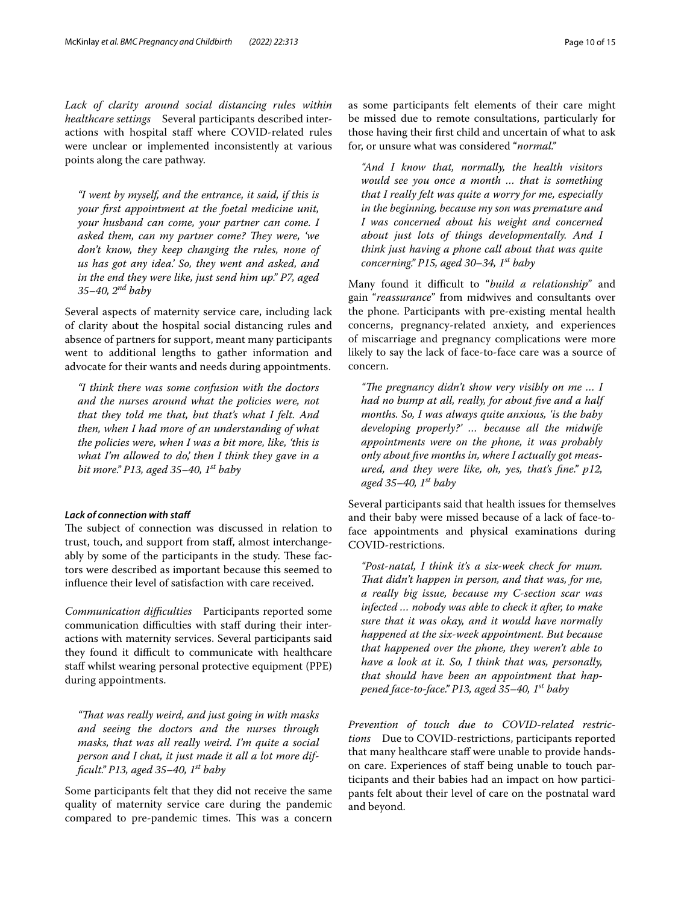*Lack of clarity around social distancing rules within healthcare settings* Several participants described interactions with hospital staff where COVID-related rules were unclear or implemented inconsistently at various points along the care pathway.

> *"I went by myself, and the entrance, it said, if this is your first appointment at the foetal medicine unit, your husband can come, your partner can come. I asked them, can my partner come? They were, 'we don't know, they keep changing the rules, none of us has got any idea.' So, they went and asked, and in the end they were like, just send him up." P7, aged 35–40, 2nd baby*

Several aspects of maternity service care, including lack of clarity about the hospital social distancing rules and absence of partners for support, meant many participants went to additional lengths to gather information and advocate for their wants and needs during appointments.

> *"I think there was some confusion with the doctors and the nurses around what the policies were, not that they told me that, but that's what I felt. And then, when I had more of an understanding of what the policies were, when I was a bit more, like, 'this is what I'm allowed to do,' then I think they gave in a bit more." P13, aged 35–40, 1st baby*

#### *Lack of connection with staff*

The subject of connection was discussed in relation to trust, touch, and support from staff, almost interchangeably by some of the participants in the study. These factors were described as important because this seemed to influence their level of satisfaction with care received.

*Communication difficulties* Participants reported some communication difficulties with staff during their interactions with maternity services. Several participants said they found it difficult to communicate with healthcare staff whilst wearing personal protective equipment (PPE) during appointments.

> *"That was really weird, and just going in with masks and seeing the doctors and the nurses through masks, that was all really weird. I'm quite a social person and I chat, it just made it all a lot more difficult." P13, aged 35–40, 1st baby*

Some participants felt that they did not receive the same quality of maternity service care during the pandemic compared to pre-pandemic times. This was a concern as some participants felt elements of their care might be missed due to remote consultations, particularly for those having their first child and uncertain of what to ask for, or unsure what was considered "*normal*."

> *"And I know that, normally, the health visitors would see you once a month … that is something that I really felt was quite a worry for me, especially in the beginning, because my son was premature and I was concerned about his weight and concerned about just lots of things developmentally. And I think just having a phone call about that was quite concerning." P15, aged 30–34, 1st baby*

Many found it difficult to "*build a relationship*" and gain "*reassurance*" from midwives and consultants over the phone. Participants with pre-existing mental health concerns, pregnancy-related anxiety, and experiences of miscarriage and pregnancy complications were more likely to say the lack of face-to-face care was a source of concern.

> *"The pregnancy didn't show very visibly on me … I had no bump at all, really, for about five and a half months. So, I was always quite anxious, 'is the baby developing properly?' … because all the midwife appointments were on the phone, it was probably only about five months in, where I actually got measured, and they were like, oh, yes, that's fine." p12, aged 35–40, 1st baby*

Several participants said that health issues for themselves and their baby were missed because of a lack of face-to-face appointments and physical examinations during COVID-restrictions.

> *"Post-natal, I think it's a six-week check for mum. That didn't happen in person, and that was, for me, a really big issue, because my C-section scar was infected … nobody was able to check it after, to make sure that it was okay, and it would have normally happened at the six-week appointment. But because that happened over the phone, they weren't able to have a look at it. So, I think that was, personally, that should have been an appointment that happened face-to-face." P13, aged 35–40, 1st baby*

*Prevention of touch due to COVID-related restrictions* Due to COVID-restrictions, participants reported that many healthcare staff were unable to provide hands-on care. Experiences of staff being unable to touch participants and their babies had an impact on how participants felt about their level of care on the postnatal ward and beyond.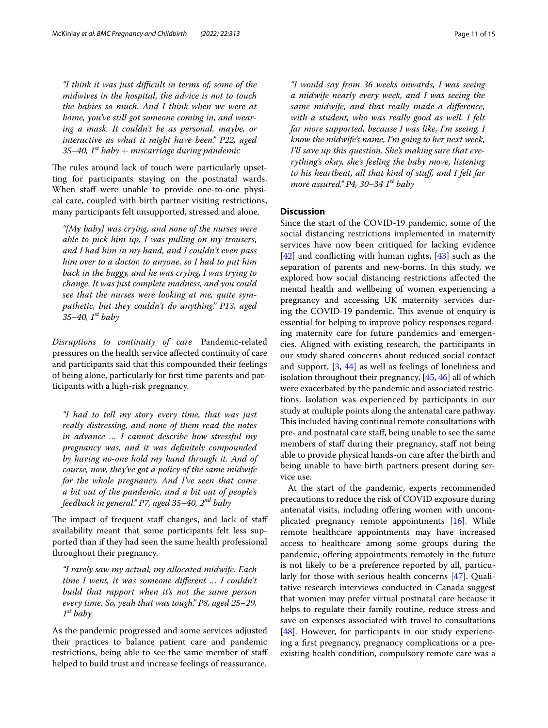*"I think it was just difficult in terms of, some of the midwives in the hospital, the advice is not to touch the babies so much. And I think when we were at home, you've still got someone coming in, and wearing a mask. It couldn't be as personal, maybe, or interactive as what it might have been." P22, aged 35–40, 1st baby + miscarriage during pandemic*

The rules around lack of touch were particularly upsetting for participants staying on the postnatal wards. When staff were unable to provide one-to-one physical care, coupled with birth partner visiting restrictions, many participants felt unsupported, stressed and alone.

> *"[My baby] was crying, and none of the nurses were able to pick him up. I was pulling on my trousers, and I had him in my hand, and I couldn't even pass him over to a doctor, to anyone, so I had to put him back in the buggy, and he was crying, I was trying to change. It was just complete madness, and you could see that the nurses were looking at me, quite sympathetic, but they couldn't do anything." P13, aged 35–40, 1st baby*

*Disruptions to continuity of care* Pandemic-related pressures on the health service affected continuity of care and participants said that this compounded their feelings of being alone, particularly for first time parents and participants with a high-risk pregnancy.

> *"I had to tell my story every time, that was just really distressing, and none of them read the notes in advance … I cannot describe how stressful my pregnancy was, and it was definitely compounded by having no-one hold my hand through it. And of course, now, they've got a policy of the same midwife for the whole pregnancy. And I've seen that come a bit out of the pandemic, and a bit out of people's feedback in general." P7, aged 35–40, 2nd baby*

The impact of frequent staff changes, and lack of staff availability meant that some participants felt less supported than if they had seen the same health professional throughout their pregnancy.

> *"I rarely saw my actual, my allocated midwife. Each time I went, it was someone different … I couldn't build that rapport when it's not the same person every time. So, yeah that was tough." P8, aged 25–29, 1st baby*

As the pandemic progressed and some services adjusted their practices to balance patient care and pandemic restrictions, being able to see the same member of staff helped to build trust and increase feelings of reassurance.

> *"I would say from 36 weeks onwards, I was seeing a midwife nearly every week, and I was seeing the same midwife, and that really made a difference, with a student, who was really good as well. I felt far more supported, because I was like, I'm seeing, I know the midwife's name, I'm going to her next week, I'll save up this question. She's making sure that everything's okay, she's feeling the baby move, listening to his heartbeat, all that kind of stuff, and I felt far more assured." P4, 30–34 1st baby*

## Discussion

Since the start of the COVID-19 pandemic, some of the social distancing restrictions implemented in maternity services have now been critiqued for lacking evidence [42] and conflicting with human rights, [43] such as the separation of parents and new-borns. In this study, we explored how social distancing restrictions affected the mental health and wellbeing of women experiencing a pregnancy and accessing UK maternity services during the COVID-19 pandemic. This avenue of enquiry is essential for helping to improve policy responses regarding maternity care for future pandemics and emergencies. Aligned with existing research, the participants in our study shared concerns about reduced social contact and support, [3, 44] as well as feelings of loneliness and isolation throughout their pregnancy, [45, 46] all of which were exacerbated by the pandemic and associated restrictions. Isolation was experienced by participants in our study at multiple points along the antenatal care pathway. This included having continual remote consultations with pre- and postnatal care staff, being unable to see the same members of staff during their pregnancy, staff not being able to provide physical hands-on care after the birth and being unable to have birth partners present during service use.

At the start of the pandemic, experts recommended precautions to reduce the risk of COVID exposure during antenatal visits, including offering women with uncomplicated pregnancy remote appointments [16]. While remote healthcare appointments may have increased access to healthcare among some groups during the pandemic, offering appointments remotely in the future is not likely to be a preference reported by all, particularly for those with serious health concerns [47]. Qualitative research interviews conducted in Canada suggest that women may prefer virtual postnatal care because it helps to regulate their family routine, reduce stress and save on expenses associated with travel to consultations [48]. However, for participants in our study experiencing a first pregnancy, pregnancy complications or a pre-existing health condition, compulsory remote care was a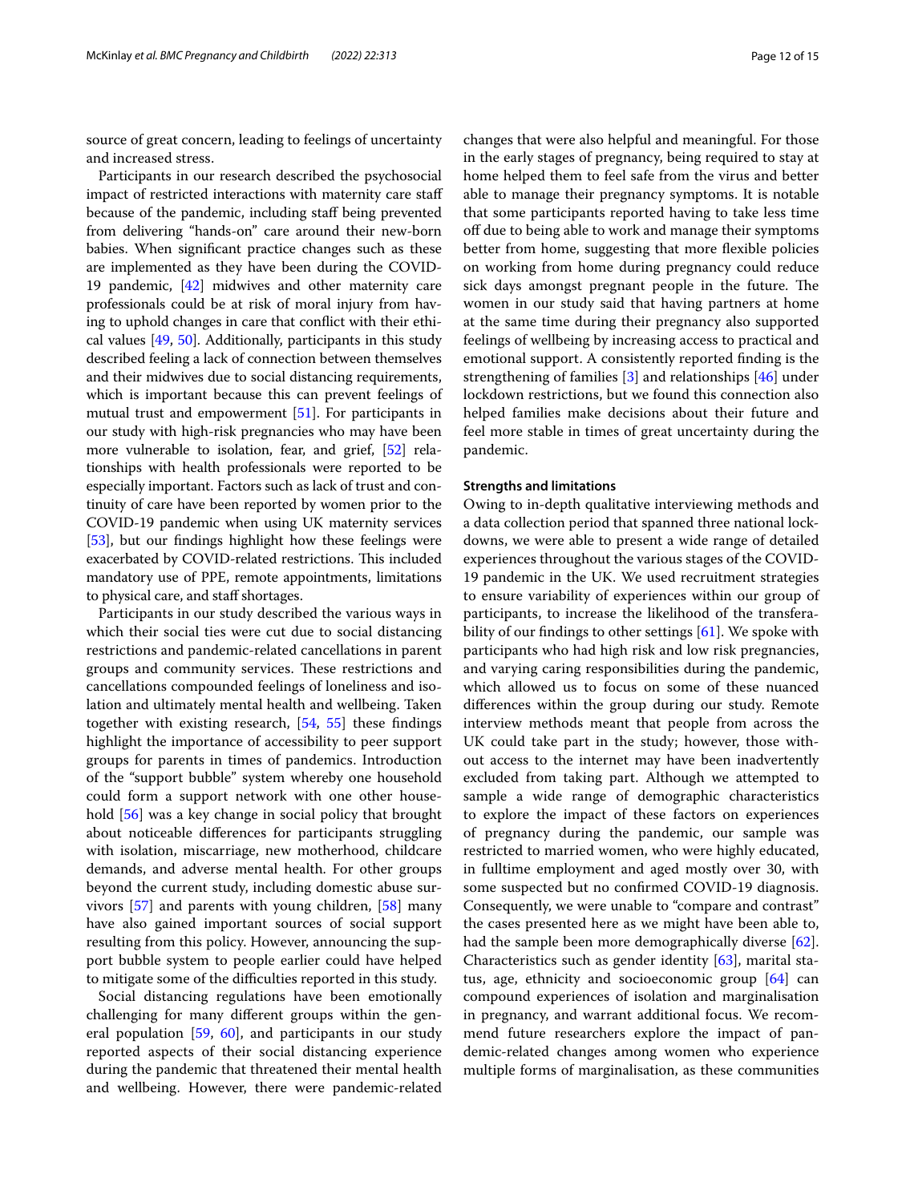source of great concern, leading to feelings of uncertainty and increased stress.

Participants in our research described the psychosocial impact of restricted interactions with maternity care staff because of the pandemic, including staff being prevented from delivering "hands-on" care around their new-born babies. When significant practice changes such as these are implemented as they have been during the COVID-19 pandemic, [42] midwives and other maternity care professionals could be at risk of moral injury from having to uphold changes in care that conflict with their ethical values [49, 50]. Additionally, participants in this study described feeling a lack of connection between themselves and their midwives due to social distancing requirements, which is important because this can prevent feelings of mutual trust and empowerment [51]. For participants in our study with high-risk pregnancies who may have been more vulnerable to isolation, fear, and grief, [52] relationships with health professionals were reported to be especially important. Factors such as lack of trust and continuity of care have been reported by women prior to the COVID-19 pandemic when using UK maternity services [53], but our findings highlight how these feelings were exacerbated by COVID-related restrictions. This included mandatory use of PPE, remote appointments, limitations to physical care, and staff shortages.

Participants in our study described the various ways in which their social ties were cut due to social distancing restrictions and pandemic-related cancellations in parent groups and community services. These restrictions and cancellations compounded feelings of loneliness and isolation and ultimately mental health and wellbeing. Taken together with existing research, [54, 55] these findings highlight the importance of accessibility to peer support groups for parents in times of pandemics. Introduction of the "support bubble" system whereby one household could form a support network with one other household [56] was a key change in social policy that brought about noticeable differences for participants struggling with isolation, miscarriage, new motherhood, childcare demands, and adverse mental health. For other groups beyond the current study, including domestic abuse survivors [57] and parents with young children, [58] many have also gained important sources of social support resulting from this policy. However, announcing the support bubble system to people earlier could have helped to mitigate some of the difficulties reported in this study.

Social distancing regulations have been emotionally challenging for many different groups within the general population [59, 60], and participants in our study reported aspects of their social distancing experience during the pandemic that threatened their mental health and wellbeing. However, there were pandemic-related changes that were also helpful and meaningful. For those in the early stages of pregnancy, being required to stay at home helped them to feel safe from the virus and better able to manage their pregnancy symptoms. It is notable that some participants reported having to take less time off due to being able to work and manage their symptoms better from home, suggesting that more flexible policies on working from home during pregnancy could reduce sick days amongst pregnant people in the future. The women in our study said that having partners at home at the same time during their pregnancy also supported feelings of wellbeing by increasing access to practical and emotional support. A consistently reported finding is the strengthening of families [3] and relationships [46] under lockdown restrictions, but we found this connection also helped families make decisions about their future and feel more stable in times of great uncertainty during the pandemic.

### Strengths and limitations

Owing to in-depth qualitative interviewing methods and a data collection period that spanned three national lockdowns, we were able to present a wide range of detailed experiences throughout the various stages of the COVID-19 pandemic in the UK. We used recruitment strategies to ensure variability of experiences within our group of participants, to increase the likelihood of the transferability of our findings to other settings [61]. We spoke with participants who had high risk and low risk pregnancies, and varying caring responsibilities during the pandemic, which allowed us to focus on some of these nuanced differences within the group during our study. Remote interview methods meant that people from across the UK could take part in the study; however, those without access to the internet may have been inadvertently excluded from taking part. Although we attempted to sample a wide range of demographic characteristics to explore the impact of these factors on experiences of pregnancy during the pandemic, our sample was restricted to married women, who were highly educated, in fulltime employment and aged mostly over 30, with some suspected but no confirmed COVID-19 diagnosis. Consequently, we were unable to "compare and contrast" the cases presented here as we might have been able to, had the sample been more demographically diverse [62]. Characteristics such as gender identity [63], marital status, age, ethnicity and socioeconomic group [64] can compound experiences of isolation and marginalisation in pregnancy, and warrant additional focus. We recommend future researchers explore the impact of pandemic-related changes among women who experience multiple forms of marginalisation, as these communities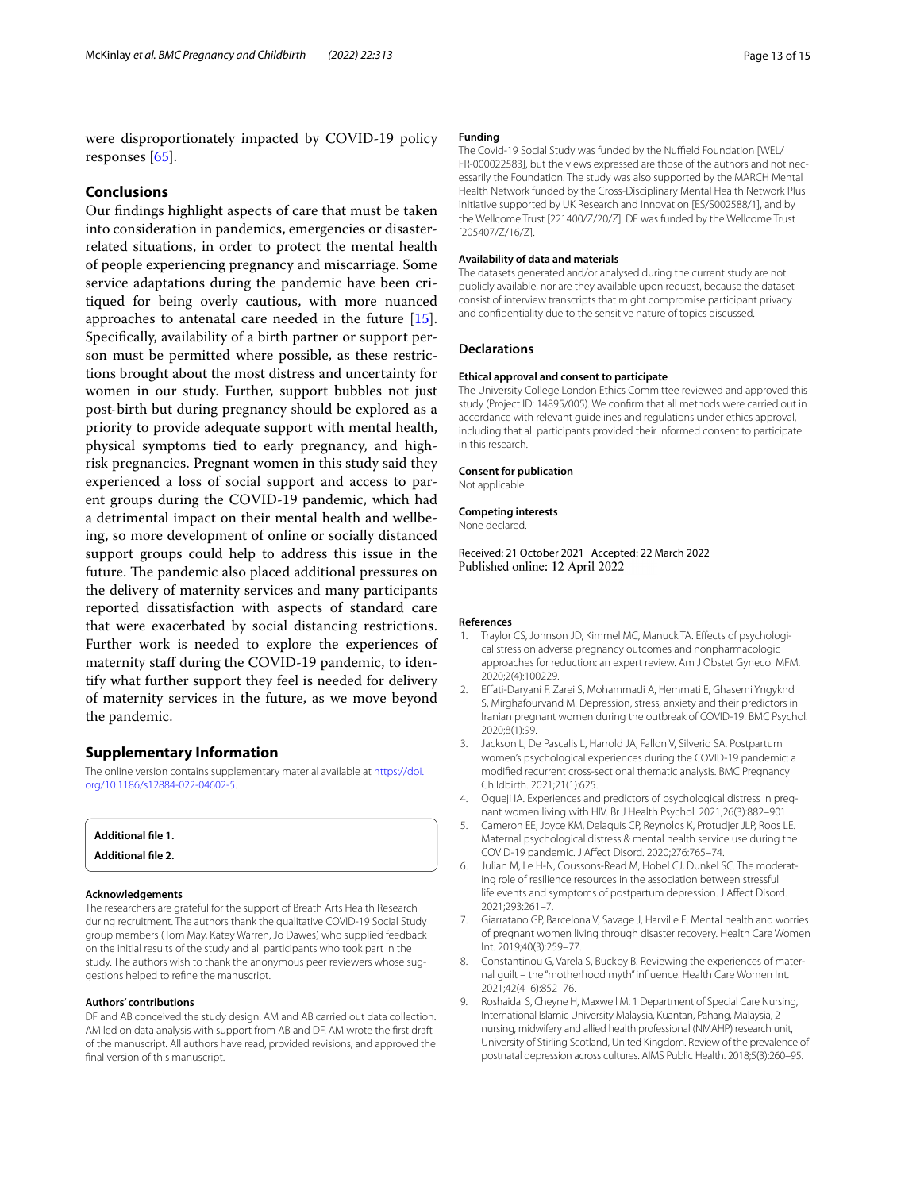were disproportionately impacted by COVID-19 policy responses [65].

## Conclusions

Our findings highlight aspects of care that must be taken into consideration in pandemics, emergencies or disaster-related situations, in order to protect the mental health of people experiencing pregnancy and miscarriage. Some service adaptations during the pandemic have been critiqued for being overly cautious, with more nuanced approaches to antenatal care needed in the future [15]. Specifically, availability of a birth partner or support person must be permitted where possible, as these restrictions brought about the most distress and uncertainty for women in our study. Further, support bubbles not just post-birth but during pregnancy should be explored as a priority to provide adequate support with mental health, physical symptoms tied to early pregnancy, and high-risk pregnancies. Pregnant women in this study said they experienced a loss of social support and access to parent groups during the COVID-19 pandemic, which had a detrimental impact on their mental health and wellbeing, so more development of online or socially distanced support groups could help to address this issue in the future. The pandemic also placed additional pressures on the delivery of maternity services and many participants reported dissatisfaction with aspects of standard care that were exacerbated by social distancing restrictions. Further work is needed to explore the experiences of maternity staff during the COVID-19 pandemic, to identify what further support they feel is needed for delivery of maternity services in the future, as we move beyond the pandemic.

## Supplementary Information

The online version contains supplementary material available at https://doi.org/10.1186/s12884-022-04602-5.

**Additional file 1.**

**Additional file 2.**

#### Acknowledgements

The researchers are grateful for the support of Breath Arts Health Research during recruitment. The authors thank the qualitative COVID-19 Social Study group members (Tom May, Katey Warren, Jo Dawes) who supplied feedback on the initial results of the study and all participants who took part in the study. The authors wish to thank the anonymous peer reviewers whose suggestions helped to refine the manuscript.

#### Authors' contributions

DF and AB conceived the study design. AM and AB carried out data collection. AM led on data analysis with support from AB and DF. AM wrote the first draft of the manuscript. All authors have read, provided revisions, and approved the final version of this manuscript.

#### Funding

The Covid-19 Social Study was funded by the Nuffield Foundation [WEL/FR-000022583], but the views expressed are those of the authors and not necessarily the Foundation. The study was also supported by the MARCH Mental Health Network funded by the Cross-Disciplinary Mental Health Network Plus initiative supported by UK Research and Innovation [ES/S002588/1], and by the Wellcome Trust [221400/Z/20/Z]. DF was funded by the Wellcome Trust [205407/Z/16/Z].

#### Availability of data and materials

The datasets generated and/or analysed during the current study are not publicly available, nor are they available upon request, because the dataset consist of interview transcripts that might compromise participant privacy and confidentiality due to the sensitive nature of topics discussed.

## Declarations

#### Ethical approval and consent to participate

The University College London Ethics Committee reviewed and approved this study (Project ID: 14895/005). We confirm that all methods were carried out in accordance with relevant guidelines and regulations under ethics approval, including that all participants provided their informed consent to participate in this research.

#### Consent for publication

Not applicable.

#### Competing interests

None declared.

Received: 21 October 2021 Accepted: 22 March 2022
Published online: 12 April 2022

#### References

1. Traylor CS, Johnson JD, Kimmel MC, Manuck TA. Effects of psychological stress on adverse pregnancy outcomes and nonpharmacologic approaches for reduction: an expert review. Am J Obstet Gynecol MFM. 2020;2(4):100229.
2. Effati-Daryani F, Zarei S, Mohammadi A, Hemmati E, Ghasemi Yngyknd S, Mirghafourvand M. Depression, stress, anxiety and their predictors in Iranian pregnant women during the outbreak of COVID-19. BMC Psychol. 2020;8(1):99.
3. Jackson L, De Pascalis L, Harrold JA, Fallon V, Silverio SA. Postpartum women's psychological experiences during the COVID-19 pandemic: a modified recurrent cross-sectional thematic analysis. BMC Pregnancy Childbirth. 2021;21(1):625.
4. Ogueji IA. Experiences and predictors of psychological distress in pregnant women living with HIV. Br J Health Psychol. 2021;26(3):882–901.
5. Cameron EE, Joyce KM, Delaquis CP, Reynolds K, Protudjer JLP, Roos LE. Maternal psychological distress & mental health service use during the COVID-19 pandemic. J Affect Disord. 2020;276:765–74.
6. Julian M, Le H-N, Coussons-Read M, Hobel CJ, Dunkel SC. The moderating role of resilience resources in the association between stressful life events and symptoms of postpartum depression. J Affect Disord. 2021;293:261–7.
7. Giarratano GP, Barcelona V, Savage J, Harville E. Mental health and worries of pregnant women living through disaster recovery. Health Care Women Int. 2019;40(3):259–77.
8. Constantinou G, Varela S, Buckby B. Reviewing the experiences of maternal guilt – the "motherhood myth" influence. Health Care Women Int. 2021;42(4–6):852–76.
9. Roshaidai S, Cheyne H, Maxwell M. 1 Department of Special Care Nursing, International Islamic University Malaysia, Kuantan, Pahang, Malaysia, 2 nursing, midwifery and allied health professional (NMAHP) research unit, University of Stirling Scotland, United Kingdom. Review of the prevalence of postnatal depression across cultures. AIMS Public Health. 2018;5(3):260–95.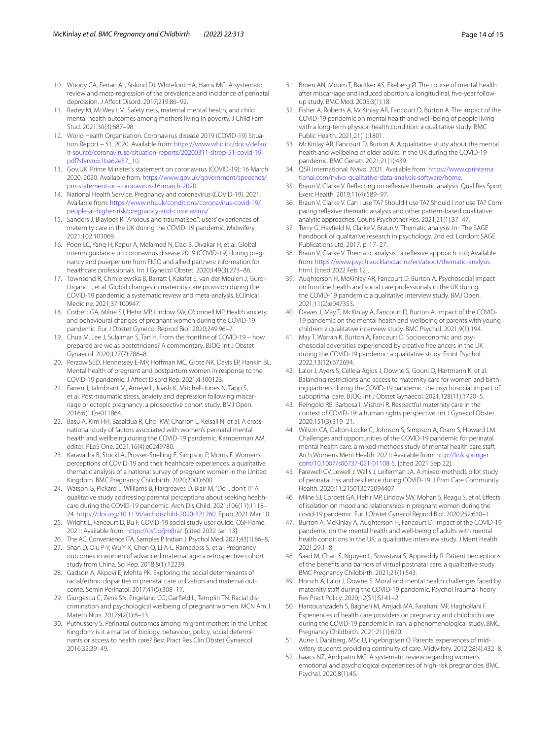10. Woody CA, Ferrari AJ, Siskind DJ, Whiteford HA, Harris MG. A systematic review and meta-regression of the prevalence and incidence of perinatal depression. J Affect Disord. 2017;219:86–92.
11. Radey M, McWey LM. Safety nets, maternal mental health, and child mental health outcomes among mothers living in poverty. J Child Fam Stud. 2021;30(3):687–98.
12. World Health Organisation. Coronavirus disease 2019 (COVID-19) Situation Report – 51. 2020. Available from: https://www.who.int/docs/default-source/coronaviruse/situation-reports/20200311-sitrep-51-covid-19.pdf?sfvrsn=1ba62e57_10.
13. Gov.UK. Prime Minister's statement on coronavirus (COVID-19): 16 March 2020. 2020. Available from: https://www.gov.uk/government/speeches/pm-statement-on-coronavirus-16-march-2020.
14. National Health Service. Pregnancy and coronavirus (COVID-19). 2021. Available from: https://www.nhs.uk/conditions/coronavirus-covid-19/people-at-higher-risk/pregnancy-and-coronavirus/.
15. Sanders J, Blaylock R. "Anxious and traumatised": users' experiences of maternity care in the UK during the COVID-19 pandemic. Midwifery. 2021;102:103069.
16. Poon LC, Yang H, Kapur A, Melamed N, Dao B, Divakar H, et al. Global interim guidance on coronavirus disease 2019 (COVID-19) during pregnancy and puerperium from FIGO and allied partners: information for healthcare professionals. Int J Gynecol Obstet. 2020;149(3):273–86.
17. Townsend R, Chmielewska B, Barratt I, Kalafat E, van der Meulen J, Gurol-Urganci I, et al. Global changes in maternity care provision during the COVID-19 pandemic: a systematic review and meta-analysis. EClinical Medicine. 2021;37:100947.
18. Corbett GA, Milne SJ, Hehir MP, Lindow SW, O'connell MP. Health anxiety and behavioural changes of pregnant women during the COVID-19 pandemic. Eur J Obstet Gynecol Reprod Biol. 2020;249:96–7.
19. Chua M, Lee J, Sulaiman S, Tan H. From the frontline of COVID-19 – how prepared are we as obstetricians? A commentary. BJOG Int J Obstet Gynaecol. 2020;127(7):786–8.
20. Perzow SED, Hennessey E-MP, Hoffman MC, Grote NK, Davis EP, Hankin BL. Mental health of pregnant and postpartum women in response to the COVID-19 pandemic. J Affect Disord Rep. 2021;4:100123.
21. Farren J, Jalmbrant M, Ameye L, Joash K, Mitchell-Jones N, Tapp S, et al. Post-traumatic stress, anxiety and depression following miscarriage or ectopic pregnancy: a prospective cohort study. BMJ Open. 2016;6(11):e011864.
22. Basu A, Kim HH, Basaldua R, Choi KW, Charron L, Kelsall N, et al. A cross-national study of factors associated with women's perinatal mental health and wellbeing during the COVID-19 pandemic. Kamperman AM, editor. PLoS One. 2021;16(4):e0249780.
23. Karavadra B, Stockl A, Prosser-Snelling E, Simpson P, Morris E. Women's perceptions of COVID-19 and their healthcare experiences: a qualitative thematic analysis of a national survey of pregnant women in the United Kingdom. BMC Pregnancy Childbirth. 2020;20(1):600.
24. Watson G, Pickard L, Williams B, Hargreaves D, Blair M. "Do I, don't I?" A qualitative study addressing parental perceptions about seeking healthcare during the COVID-19 pandemic. Arch Dis Child. 2021;106(11):1118–24. https://doi.org/10.1136/archdischild-2020-321260. Epub 2021 Mar 10.
25. Wright L, Fancourt D, Bu F. COVID-19 social study user guide. OSFHome. 2021; Available from: https://osf.io/jm8ra/. [cited 2022 Jan 13].
26. The AC, Convenience ITA, Samples P. Indian J. Psychol Med. 2021;43(1):86–8.
27. Shan D, Qiu P-Y, Wu Y-X, Chen Q, Li A-L, Ramadoss S, et al. Pregnancy outcomes in women of advanced maternal age: a retrospective cohort study from China. Sci Rep. 2018;8(1):12239.
28. Gadson A, Akpovi E, Mehta PK. Exploring the social determinants of racial/ethnic disparities in prenatal care utilization and maternal outcome. Semin Perinatol. 2017;41(5):308–17.
29. Giurgescu C, Zenk SN, Engeland CG, Garfield L, Templin TN. Racial discrimination and psychological wellbeing of pregnant women. MCN Am J Matern Nurs. 2017;42(1):8–13.
30. Puthussery S. Perinatal outcomes among migrant mothers in the United Kingdom: is it a matter of biology, behaviour, policy, social determinants or access to health care? Best Pract Res Clin Obstet Gynaecol. 2016;32:39–49.
31. Broen AN, Moum T, Bødtker AS, Ekeberg Ø. The course of mental health after miscarriage and induced abortion: a longitudinal, five-year follow-up study. BMC Med. 2005;3(1):18.
32. Fisher A, Roberts A, McKinlay AR, Fancourt D, Burton A. The impact of the COVID-19 pandemic on mental health and well-being of people living with a long-term physical health condition: a qualitative study. BMC Public Health. 2021;21(1):1801.
33. McKinlay AR, Fancourt D, Burton A. A qualitative study about the mental health and wellbeing of older adults in the UK during the COVID-19 pandemic. BMC Geriatr. 2021;21(1):439.
34. QSR International. Nvivo. 2021. Available from: https://www.qsrinternational.com/nvivo-qualitative-data-analysis-software/home.
35. Braun V, Clarke V. Reflecting on reflexive thematic analysis. Qual Res Sport Exerc Health. 2019;11(4):589–97.
36. Braun V, Clarke V. Can I use TA? Should I use TA? Should I *not* use TA? Comparing reflexive thematic analysis and other pattern-based qualitative analytic approaches. Couns Psychother Res. 2021;21(1):37–47.
37. Terry G, Hayfield N, Clarke V, Braun V. Thematic analysis. In: The SAGE handbook of qualitative research in psychology. 2nd ed. London: SAGE Publications Ltd; 2017. p. 17–27.
38. Braun V, Clarke V. Thematic analysis | a reflexive approach. n.d; Available from: https://www.psych.auckland.ac.nz/en/about/thematic-analysis.html. [cited 2022 Feb 12].
39. Aughterson H, McKinlay AR, Fancourt D, Burton A. Psychosocial impact on frontline health and social care professionals in the UK during the COVID-19 pandemic: a qualitative interview study. BMJ Open. 2021;11(2):e047353.
40. Dawes J, May T, McKinlay A, Fancourt D, Burton A. Impact of the COVID-19 pandemic on the mental health and wellbeing of parents with young children: a qualitative interview study. BMC Psychol. 2021;9(1):194.
41. May T, Warran K, Burton A, Fancourt D. Socioeconomic and psychosocial adversities experienced by creative freelancers in the UK during the COVID-19 pandemic: a qualitative study. Front Psychol. 2022;13(12):672694.
42. Lalor J, Ayers S, Celleja Agius J, Downe S, Gouni O, Hartmann K, et al. Balancing restrictions and access to maternity care for women and birthing partners during the COVID-19 pandemic: the psychosocial impact of suboptimal care. BJOG Int J Obstet Gynaecol. 2021;128(11):1720–5.
43. Reingold RB, Barbosa I, Mishori R. Respectful maternity care in the context of COVID-19: a human rights perspective. Int J Gynecol Obstet. 2020;151(3):319–21.
44. Wilson CA, Dalton-Locke C, Johnson S, Simpson A, Oram S, Howard LM. Challenges and opportunities of the COVID-19 pandemic for perinatal mental health care: a mixed-methods study of mental health care staff. Arch Womens Ment Health. 2021; Available from: http://link.springer.com/10.1007/s00737-021-01108-5. [cited 2021 Sep 22].
45. Farewell CV, Jewell J, Walls J, Leiferman JA. A mixed-methods pilot study of perinatal risk and resilience during COVID-19. J Prim Care Community Health. 2020;11:215013272094407.
46. Milne SJ, Corbett GA, Hehir MP, Lindow SW, Mohan S, Reagu S, et al. Effects of isolation on mood and relationships in pregnant women during the covid-19 pandemic. Eur J Obstet Gynecol Reprod Biol. 2020;252:610–1.
47. Burton A, McKinlay A, Aughterson H, Fancourt D. Impact of the COVID-19 pandemic on the mental health and well-being of adults with mental health conditions in the UK: a qualitative interview study. J Ment Health. 2021;29:1–8.
48. Saad M, Chan S, Nguyen L, Srivastava S, Appireddy R. Patient perceptions of the benefits and barriers of virtual postnatal care: a qualitative study. BMC Pregnancy Childbirth. 2021;21(1):543.
49. Horsch A, Lalor J, Downe S. Moral and mental health challenges faced by maternity staff during the COVID-19 pandemic. Psychol Trauma Theory Res Pract Policy. 2020;12(S1):S141–2.
50. Hantoushzadeh S, Bagheri M, Amjadi MA, Farahani MF, Haghollahi F. Experiences of health care providers on pregnancy and childbirth care during the COVID-19 pandemic in Iran: a phenomenological study. BMC Pregnancy Childbirth. 2021;21(1):670.
51. Aune I, Dahlberg, MSc U, Ingebrigtsen O. Parents' experiences of midwifery students providing continuity of care. Midwifery. 2012;28(4):432–8.
52. Isaacs NZ, Andipatin MG. A systematic review regarding women's emotional and psychological experiences of high-risk pregnancies. BMC Psychol. 2020;8(1):45.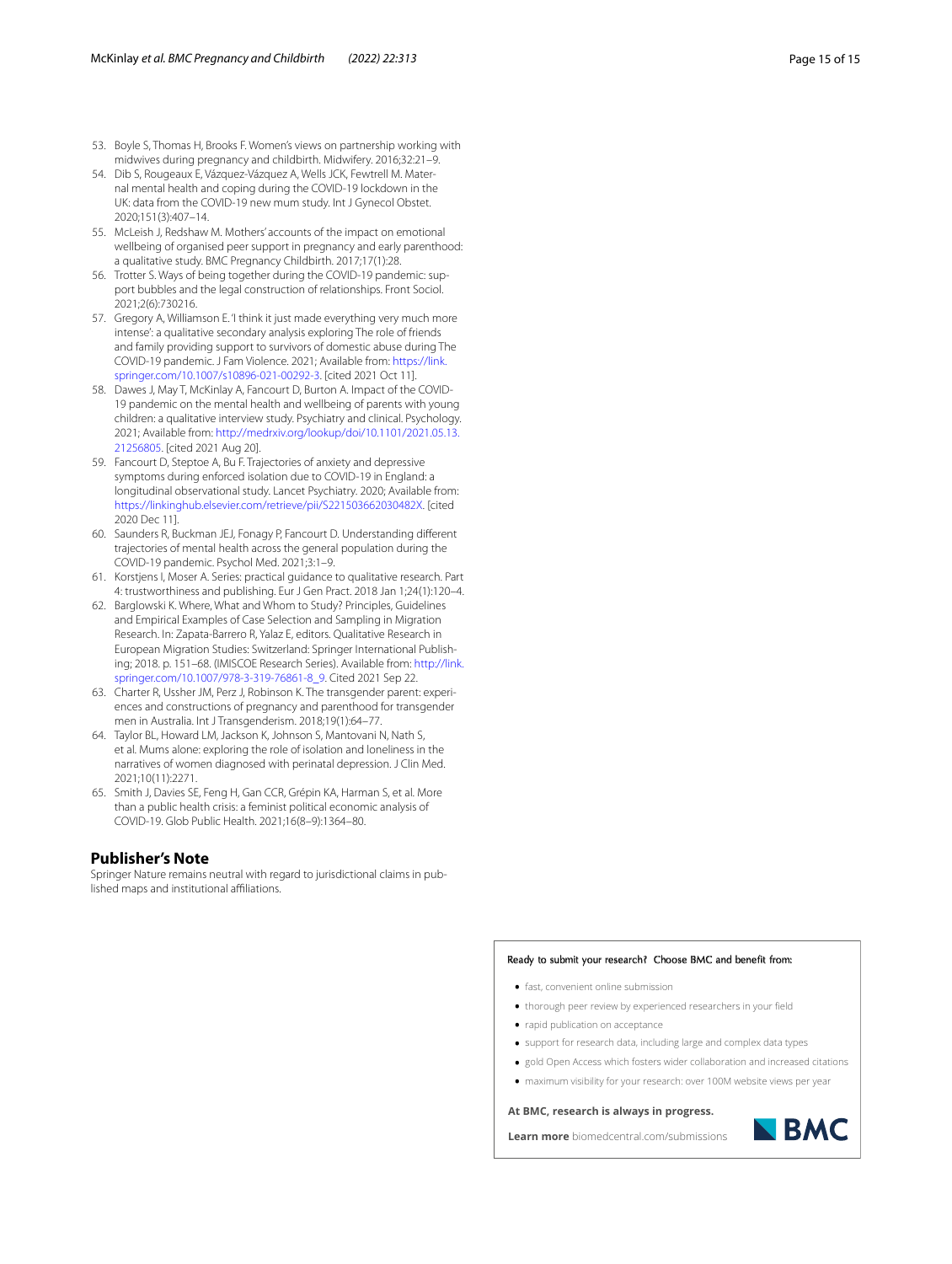53. Boyle S, Thomas H, Brooks F. Women's views on partnership working with midwives during pregnancy and childbirth. Midwifery. 2016;32:21–9.
54. Dib S, Rougeaux E, Vázquez-Vázquez A, Wells JCK, Fewtrell M. Maternal mental health and coping during the COVID-19 lockdown in the UK: data from the COVID-19 new mum study. Int J Gynecol Obstet. 2020;151(3):407–14.
55. McLeish J, Redshaw M. Mothers' accounts of the impact on emotional wellbeing of organised peer support in pregnancy and early parenthood: a qualitative study. BMC Pregnancy Childbirth. 2017;17(1):28.
56. Trotter S. Ways of being together during the COVID-19 pandemic: support bubbles and the legal construction of relationships. Front Sociol. 2021;2(6):730216.
57. Gregory A, Williamson E. 'I think it just made everything very much more intense': a qualitative secondary analysis exploring The role of friends and family providing support to survivors of domestic abuse during The COVID-19 pandemic. J Fam Violence. 2021; Available from: https://link.springer.com/10.1007/s10896-021-00292-3. [cited 2021 Oct 11].
58. Dawes J, May T, McKinlay A, Fancourt D, Burton A. Impact of the COVID-19 pandemic on the mental health and wellbeing of parents with young children: a qualitative interview study. Psychiatry and clinical. Psychology. 2021; Available from: http://medrxiv.org/lookup/doi/10.1101/2021.05.13.21256805. [cited 2021 Aug 20].
59. Fancourt D, Steptoe A, Bu F. Trajectories of anxiety and depressive symptoms during enforced isolation due to COVID-19 in England: a longitudinal observational study. Lancet Psychiatry. 2020; Available from: https://linkinghub.elsevier.com/retrieve/pii/S221503662030482X. [cited 2020 Dec 11].
60. Saunders R, Buckman JEJ, Fonagy P, Fancourt D. Understanding different trajectories of mental health across the general population during the COVID-19 pandemic. Psychol Med. 2021;3:1–9.
61. Korstjens I, Moser A. Series: practical guidance to qualitative research. Part 4: trustworthiness and publishing. Eur J Gen Pract. 2018 Jan 1;24(1):120–4.
62. Barglowski K. Where, What and Whom to Study? Principles, Guidelines and Empirical Examples of Case Selection and Sampling in Migration Research. In: Zapata-Barrero R, Yalaz E, editors. Qualitative Research in European Migration Studies: Switzerland: Springer International Publishing; 2018. p. 151–68. (IMISCOE Research Series). Available from: http://link.springer.com/10.1007/978-3-319-76861-8_9. Cited 2021 Sep 22.
63. Charter R, Ussher JM, Perz J, Robinson K. The transgender parent: experiences and constructions of pregnancy and parenthood for transgender men in Australia. Int J Transgenderism. 2018;19(1):64–77.
64. Taylor BL, Howard LM, Jackson K, Johnson S, Mantovani N, Nath S, et al. Mums alone: exploring the role of isolation and loneliness in the narratives of women diagnosed with perinatal depression. J Clin Med. 2021;10(11):2271.
65. Smith J, Davies SE, Feng H, Gan CCR, Grépin KA, Harman S, et al. More than a public health crisis: a feminist political economic analysis of COVID-19. Glob Public Health. 2021;16(8–9):1364–80.

## Publisher's Note

Springer Nature remains neutral with regard to jurisdictional claims in published maps and institutional affiliations.

Ready to submit your research? Choose BMC and benefit from:

- fast, convenient online submission
- thorough peer review by experienced researchers in your field
- rapid publication on acceptance
- support for research data, including large and complex data types
- gold Open Access which fosters wider collaboration and increased citations
- maximum visibility for your research: over 100M website views per year

**At BMC, research is always in progress.**

**Learn more** biomedcentral.com/submissions

BMC